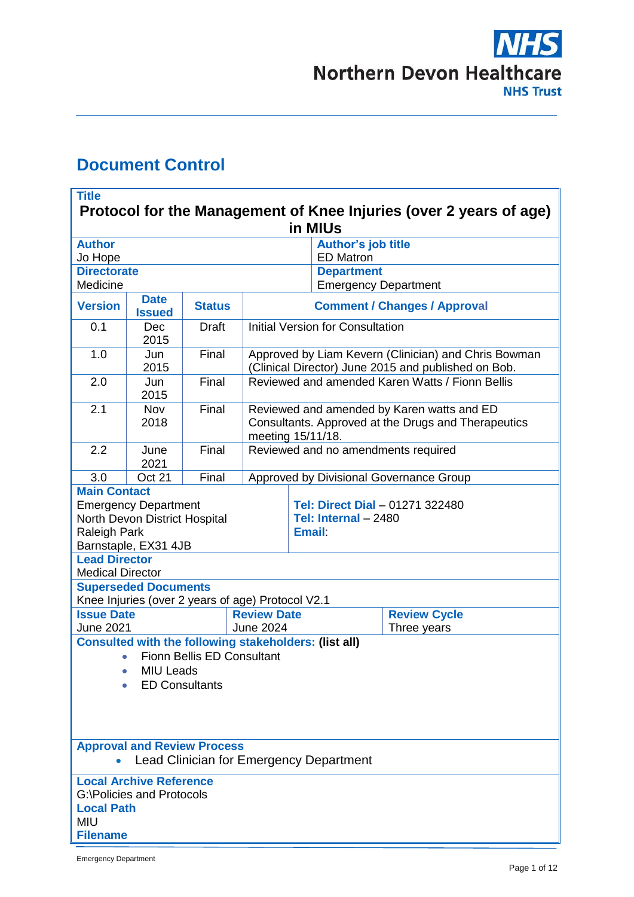Northern Devon Healthcare NHS Trust

# Document Control

| **Title** | | | |
|---|---|---|---|
| **Protocol for the Management of Knee Injuries (over 2 years of age) in MIUs** | | | |
| **Author** Jo Hope | | **Author's job title** ED Matron | |
| **Directorate** Medicine | | **Department** Emergency Department | |

| **Version** | **Date Issued** | **Status** | **Comment / Changes / Approval** |
|---|---|---|---|
| 0.1 | Dec 2015 | Draft | Initial Version for Consultation |
| 1.0 | Jun 2015 | Final | Approved by Liam Kevern (Clinician) and Chris Bowman (Clinical Director) June 2015 and published on Bob. |
| 2.0 | Jun 2015 | Final | Reviewed and amended Karen Watts / Fionn Bellis |
| 2.1 | Nov 2018 | Final | Reviewed and amended by Karen watts and ED Consultants. Approved at the Drugs and Therapeutics meeting 15/11/18. |
| 2.2 | June 2021 | Final | Reviewed and no amendments required |
| 3.0 | Oct 21 | Final | Approved by Divisional Governance Group |

| **Main Contact** | |
|---|---|
| Emergency Department<br>North Devon District Hospital<br>Raleigh Park<br>Barnstaple, EX31 4JB | **Tel: Direct Dial** – 01271 322480<br>**Tel: Internal** – 2480<br>**Email**: |
| **Lead Director**<br>Medical Director | |
| **Superseded Documents**<br>Knee Injuries (over 2 years of age) Protocol V2.1 | |

| **Issue Date** | **Review Date** | **Review Cycle** |
|---|---|---|
| June 2021 | June 2024 | Three years |

**Consulted with the following stakeholders: (list all)**

- Fionn Bellis ED Consultant
- MIU Leads
- ED Consultants

**Approval and Review Process**

- Lead Clinician for Emergency Department

**Local Archive Reference**
G:\Policies and Protocols

**Local Path**
MIU

**Filename**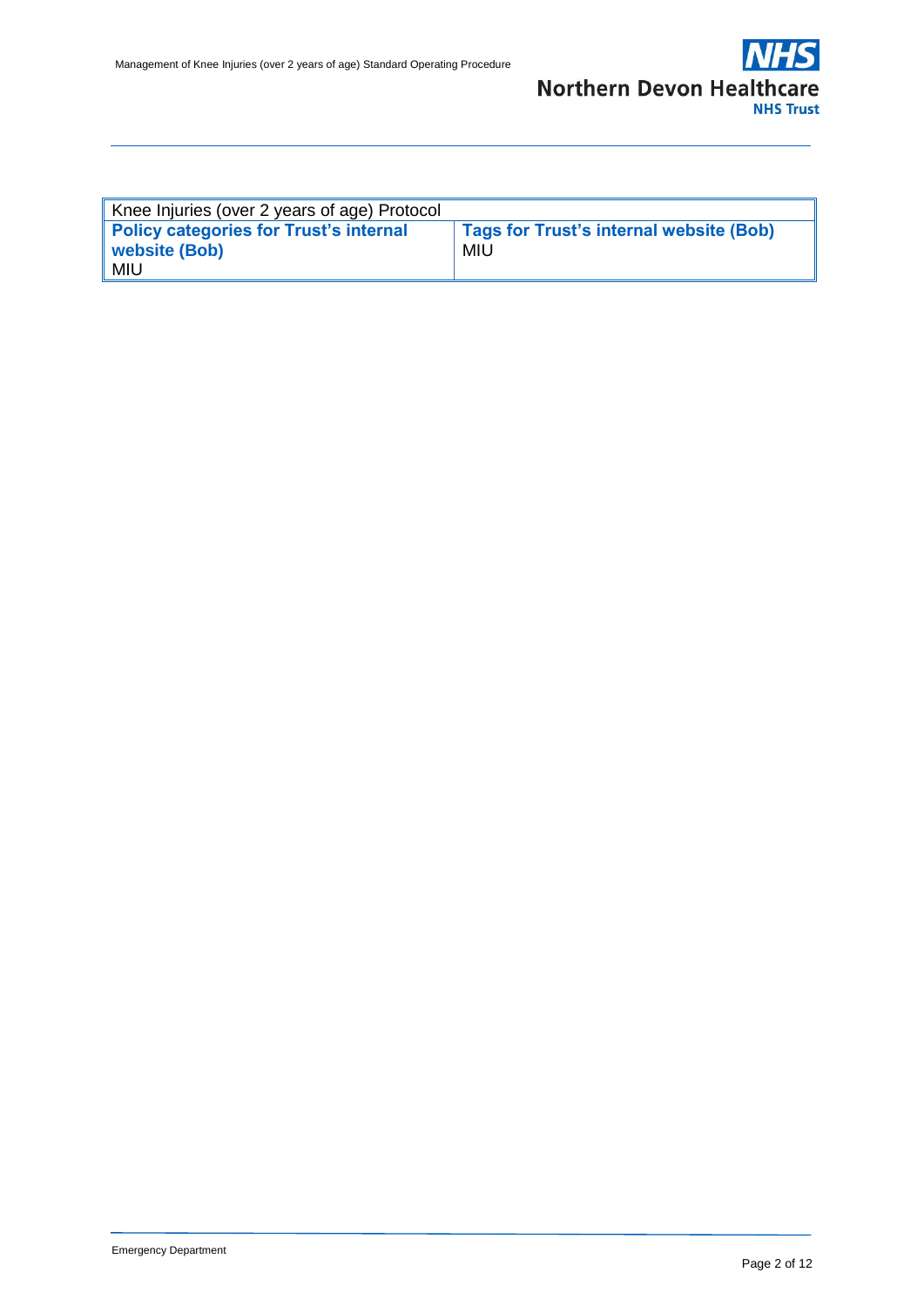| Knee Injuries (over 2 years of age) Protocol | |
|---|---|
| **Policy categories for Trust's internal website (Bob)**<br>MIU | **Tags for Trust's internal website (Bob)**<br>MIU |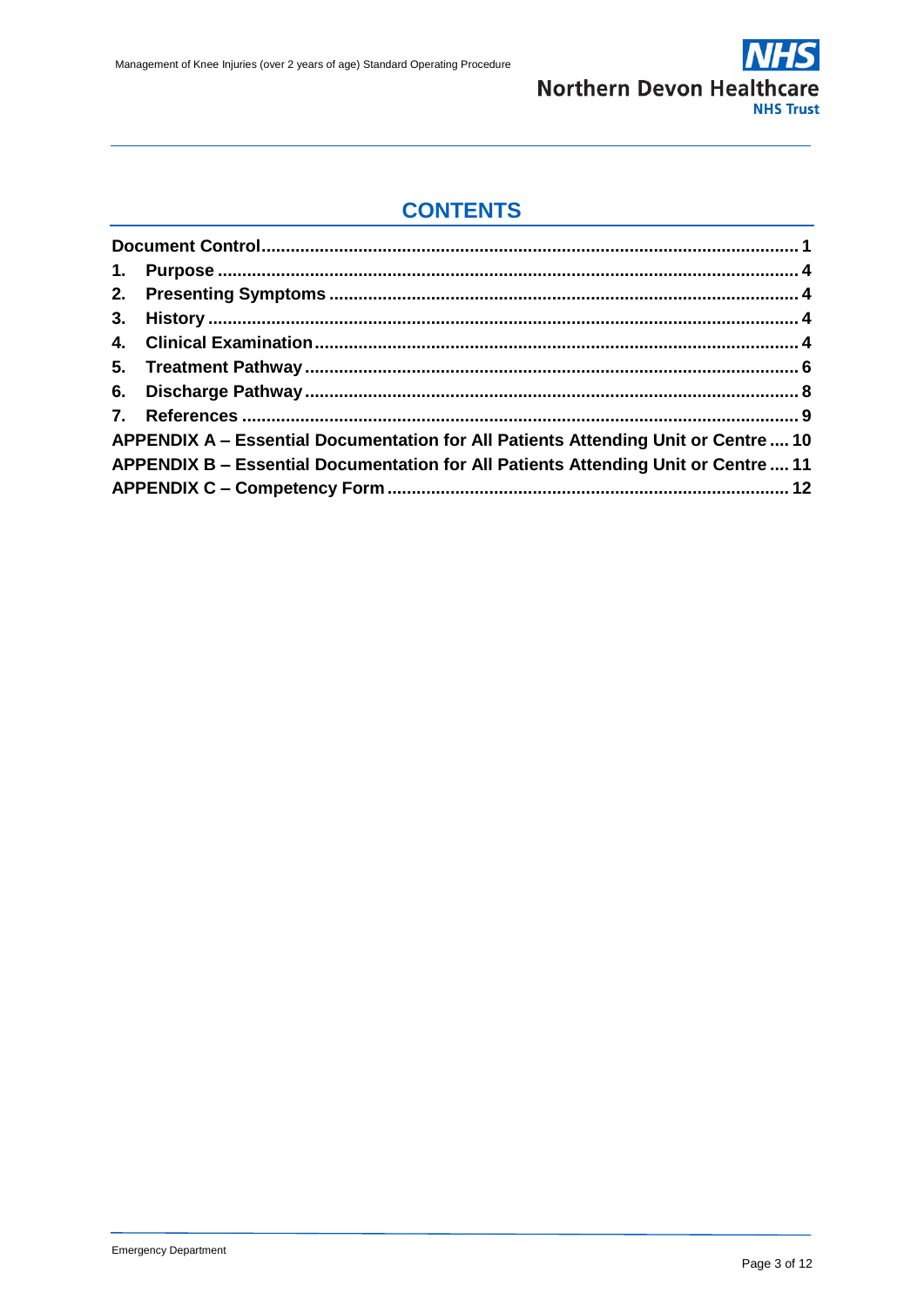## CONTENTS

- **Document Control** ..... 1
- **1. Purpose** ..... 4
- **2. Presenting Symptoms** ..... 4
- **3. History** ..... 4
- **4. Clinical Examination** ..... 4
- **5. Treatment Pathway** ..... 6
- **6. Discharge Pathway** ..... 8
- **7. References** ..... 9
- **APPENDIX A – Essential Documentation for All Patients Attending Unit or Centre** ..... 10
- **APPENDIX B – Essential Documentation for All Patients Attending Unit or Centre** ..... 11
- **APPENDIX C – Competency Form** ..... 12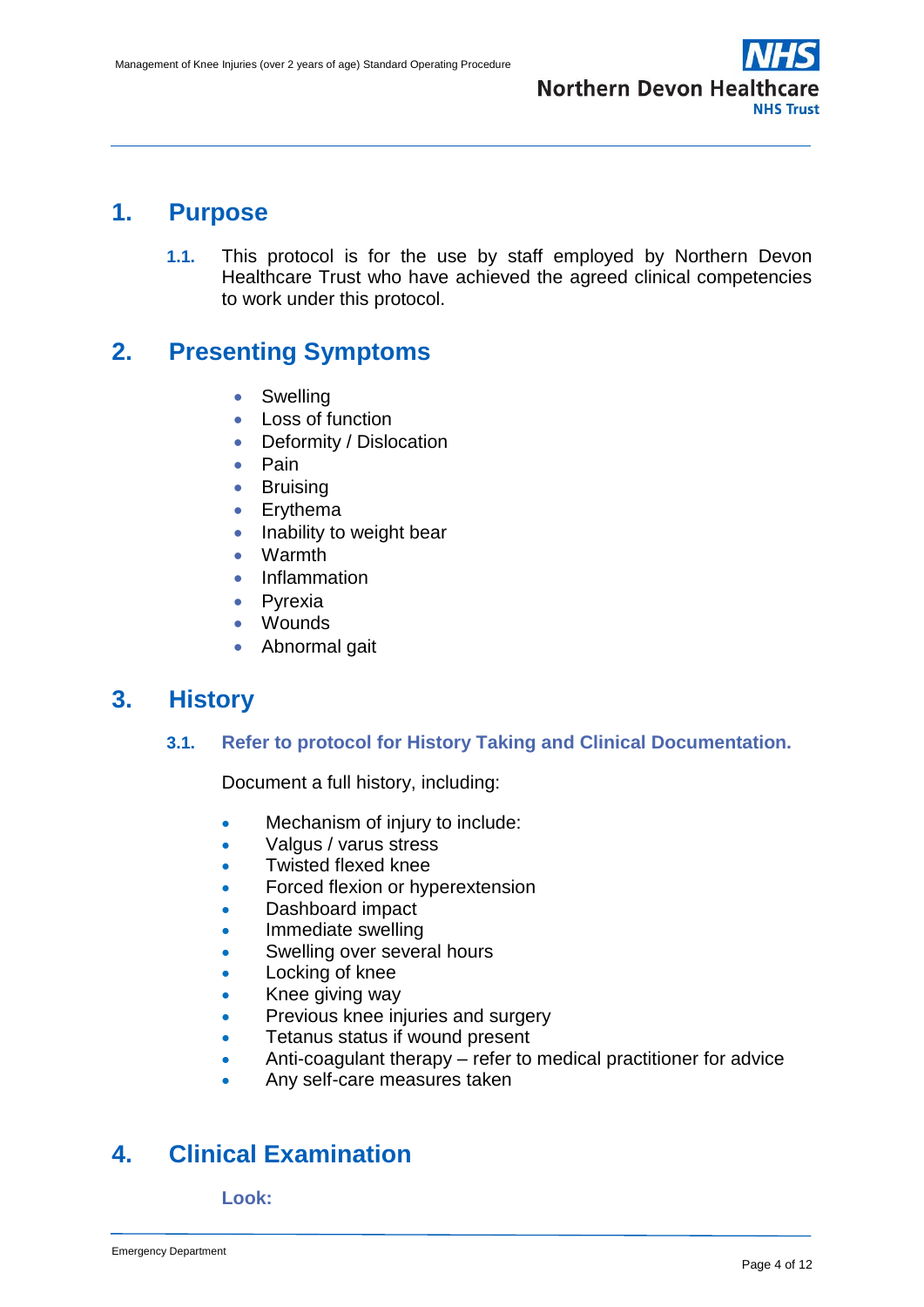## 1. Purpose

**1.1.** This protocol is for the use by staff employed by Northern Devon Healthcare Trust who have achieved the agreed clinical competencies to work under this protocol.

## 2. Presenting Symptoms

- Swelling
- Loss of function
- Deformity / Dislocation
- Pain
- Bruising
- Erythema
- Inability to weight bear
- Warmth
- Inflammation
- Pyrexia
- Wounds
- Abnormal gait

## 3. History

### 3.1. Refer to protocol for History Taking and Clinical Documentation.

Document a full history, including:

- Mechanism of injury to include:
- Valgus / varus stress
- Twisted flexed knee
- Forced flexion or hyperextension
- Dashboard impact
- Immediate swelling
- Swelling over several hours
- Locking of knee
- Knee giving way
- Previous knee injuries and surgery
- Tetanus status if wound present
- Anti-coagulant therapy – refer to medical practitioner for advice
- Any self-care measures taken

## 4. Clinical Examination

**Look:**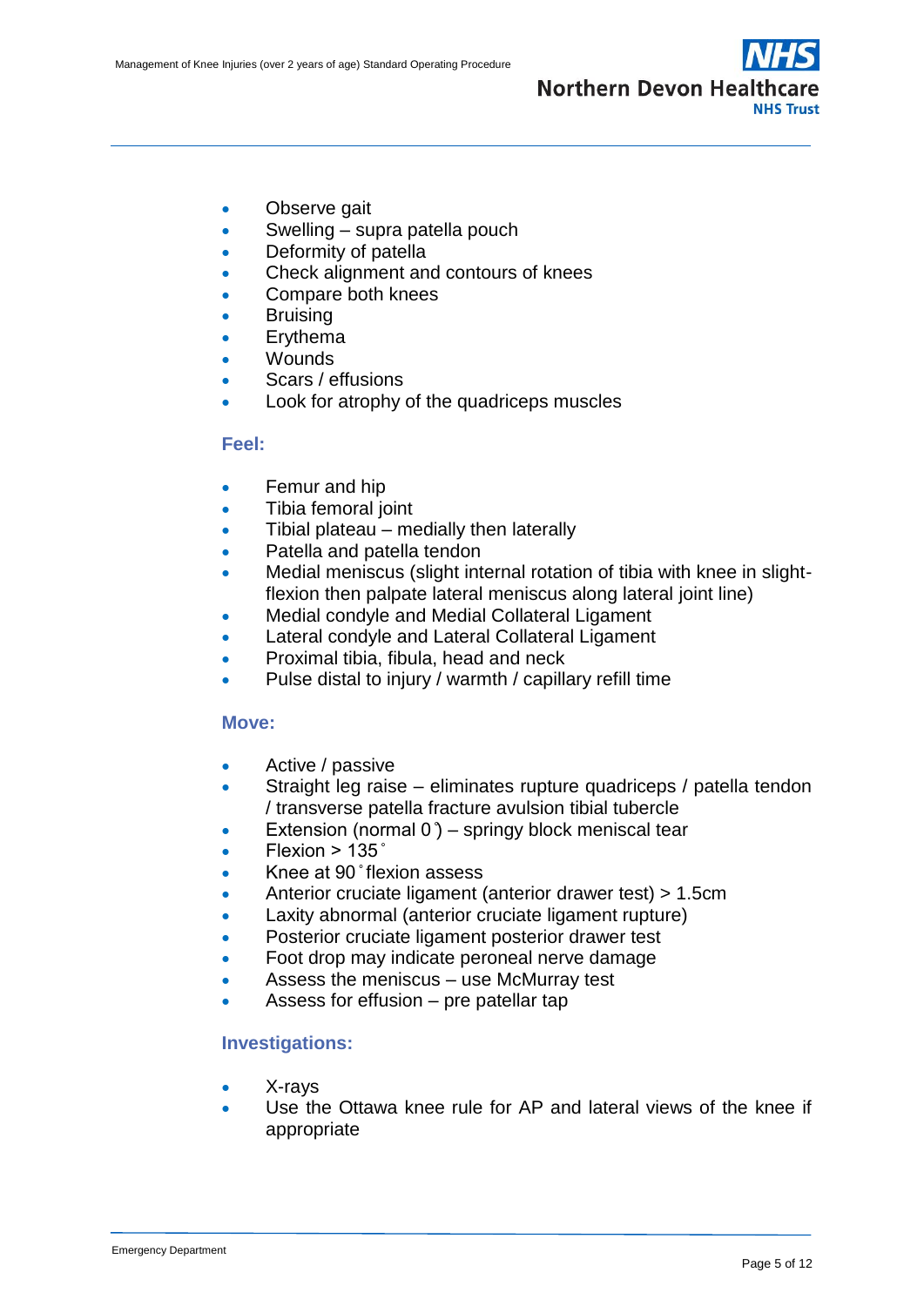- Observe gait
- Swelling – supra patella pouch
- Deformity of patella
- Check alignment and contours of knees
- Compare both knees
- Bruising
- Erythema
- Wounds
- Scars / effusions
- Look for atrophy of the quadriceps muscles

### Feel:

- Femur and hip
- Tibia femoral joint
- Tibial plateau – medially then laterally
- Patella and patella tendon
- Medial meniscus (slight internal rotation of tibia with knee in slight-flexion then palpate lateral meniscus along lateral joint line)
- Medial condyle and Medial Collateral Ligament
- Lateral condyle and Lateral Collateral Ligament
- Proximal tibia, fibula, head and neck
- Pulse distal to injury / warmth / capillary refill time

### Move:

- Active / passive
- Straight leg raise – eliminates rupture quadriceps / patella tendon / transverse patella fracture avulsion tibial tubercle
- Extension (normal 0°) – springy block meniscal tear
- Flexion > 135°
- Knee at 90° flexion assess
- Anterior cruciate ligament (anterior drawer test) > 1.5cm
- Laxity abnormal (anterior cruciate ligament rupture)
- Posterior cruciate ligament posterior drawer test
- Foot drop may indicate peroneal nerve damage
- Assess the meniscus – use McMurray test
- Assess for effusion – pre patellar tap

### Investigations:

- X-rays
- Use the Ottawa knee rule for AP and lateral views of the knee if appropriate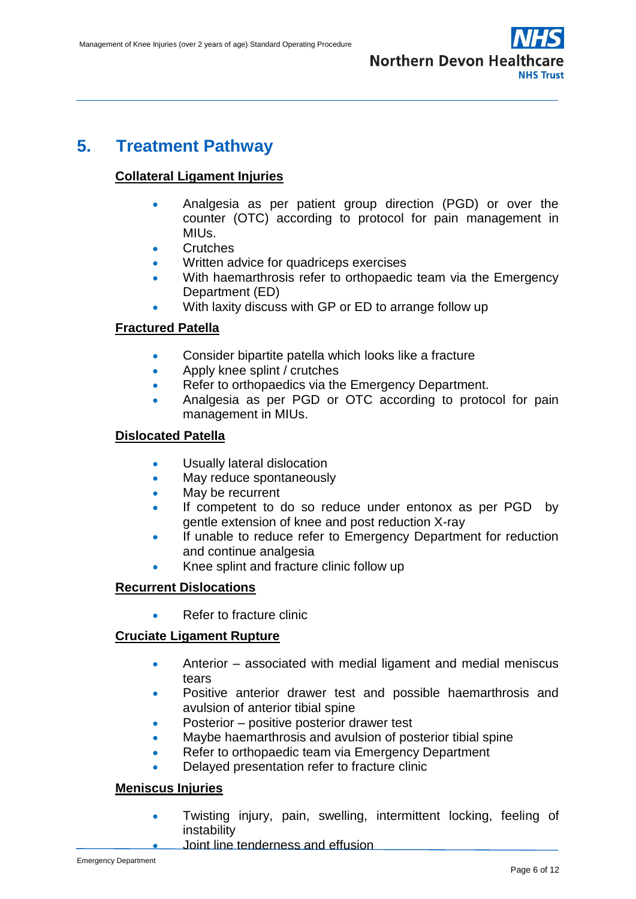## 5. Treatment Pathway

**Collateral Ligament Injuries**

- Analgesia as per patient group direction (PGD) or over the counter (OTC) according to protocol for pain management in MIUs.
- Crutches
- Written advice for quadriceps exercises
- With haemarthrosis refer to orthopaedic team via the Emergency Department (ED)
- With laxity discuss with GP or ED to arrange follow up

**Fractured Patella**

- Consider bipartite patella which looks like a fracture
- Apply knee splint / crutches
- Refer to orthopaedics via the Emergency Department.
- Analgesia as per PGD or OTC according to protocol for pain management in MIUs.

**Dislocated Patella**

- Usually lateral dislocation
- May reduce spontaneously
- May be recurrent
- If competent to do so reduce under entonox as per PGD by gentle extension of knee and post reduction X-ray
- If unable to reduce refer to Emergency Department for reduction and continue analgesia
- Knee splint and fracture clinic follow up

**Recurrent Dislocations**

- Refer to fracture clinic

**Cruciate Ligament Rupture**

- Anterior – associated with medial ligament and medial meniscus tears
- Positive anterior drawer test and possible haemarthrosis and avulsion of anterior tibial spine
- Posterior – positive posterior drawer test
- Maybe haemarthrosis and avulsion of posterior tibial spine
- Refer to orthopaedic team via Emergency Department
- Delayed presentation refer to fracture clinic

**Meniscus Injuries**

- Twisting injury, pain, swelling, intermittent locking, feeling of instability
- Joint line tenderness and effusion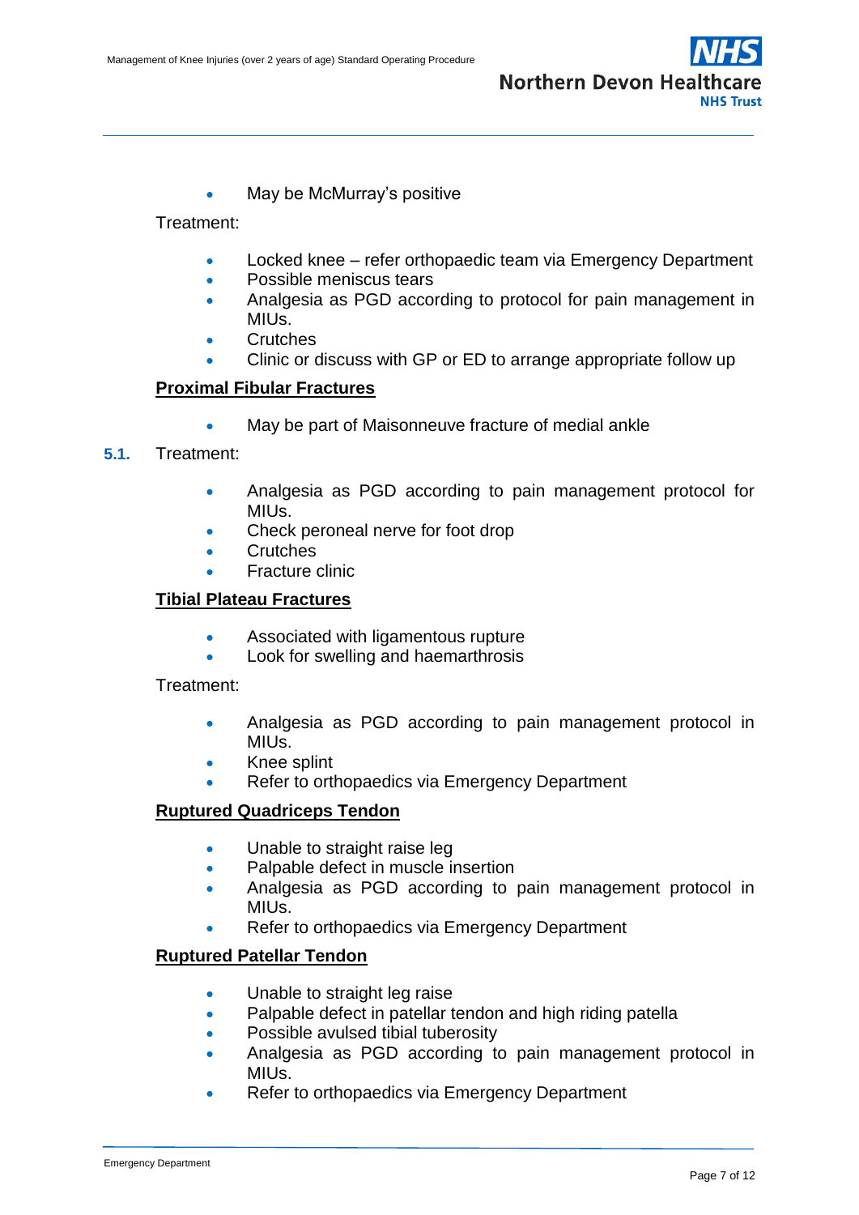- May be McMurray's positive

Treatment:

- Locked knee – refer orthopaedic team via Emergency Department
- Possible meniscus tears
- Analgesia as PGD according to protocol for pain management in MIUs.
- Crutches
- Clinic or discuss with GP or ED to arrange appropriate follow up

**Proximal Fibular Fractures**

- May be part of Maisonneuve fracture of medial ankle

**5.1.** Treatment:

- Analgesia as PGD according to pain management protocol for MIUs.
- Check peroneal nerve for foot drop
- Crutches
- Fracture clinic

**Tibial Plateau Fractures**

- Associated with ligamentous rupture
- Look for swelling and haemarthrosis

Treatment:

- Analgesia as PGD according to pain management protocol in MIUs.
- Knee splint
- Refer to orthopaedics via Emergency Department

**Ruptured Quadriceps Tendon**

- Unable to straight raise leg
- Palpable defect in muscle insertion
- Analgesia as PGD according to pain management protocol in MIUs.
- Refer to orthopaedics via Emergency Department

**Ruptured Patellar Tendon**

- Unable to straight leg raise
- Palpable defect in patellar tendon and high riding patella
- Possible avulsed tibial tuberosity
- Analgesia as PGD according to pain management protocol in MIUs.
- Refer to orthopaedics via Emergency Department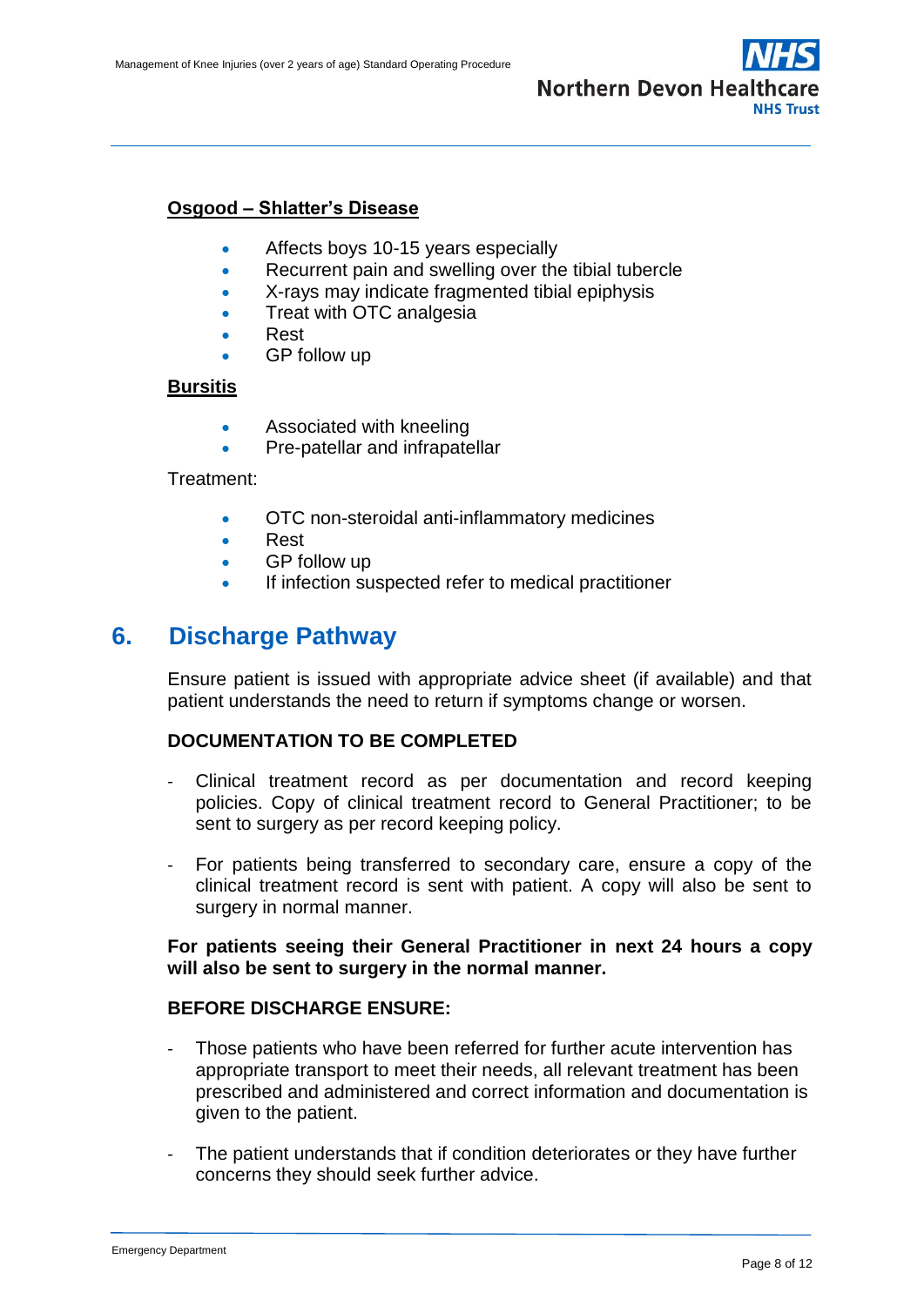**Osgood – Shlatter's Disease**

- Affects boys 10-15 years especially
- Recurrent pain and swelling over the tibial tubercle
- X-rays may indicate fragmented tibial epiphysis
- Treat with OTC analgesia
- Rest
- GP follow up

**Bursitis**

- Associated with kneeling
- Pre-patellar and infrapatellar

Treatment:

- OTC non-steroidal anti-inflammatory medicines
- Rest
- GP follow up
- If infection suspected refer to medical practitioner

## 6. Discharge Pathway

Ensure patient is issued with appropriate advice sheet (if available) and that patient understands the need to return if symptoms change or worsen.

**DOCUMENTATION TO BE COMPLETED**

- Clinical treatment record as per documentation and record keeping policies. Copy of clinical treatment record to General Practitioner; to be sent to surgery as per record keeping policy.

- For patients being transferred to secondary care, ensure a copy of the clinical treatment record is sent with patient. A copy will also be sent to surgery in normal manner.

**For patients seeing their General Practitioner in next 24 hours a copy will also be sent to surgery in the normal manner.**

**BEFORE DISCHARGE ENSURE:**

- Those patients who have been referred for further acute intervention has appropriate transport to meet their needs, all relevant treatment has been prescribed and administered and correct information and documentation is given to the patient.

- The patient understands that if condition deteriorates or they have further concerns they should seek further advice.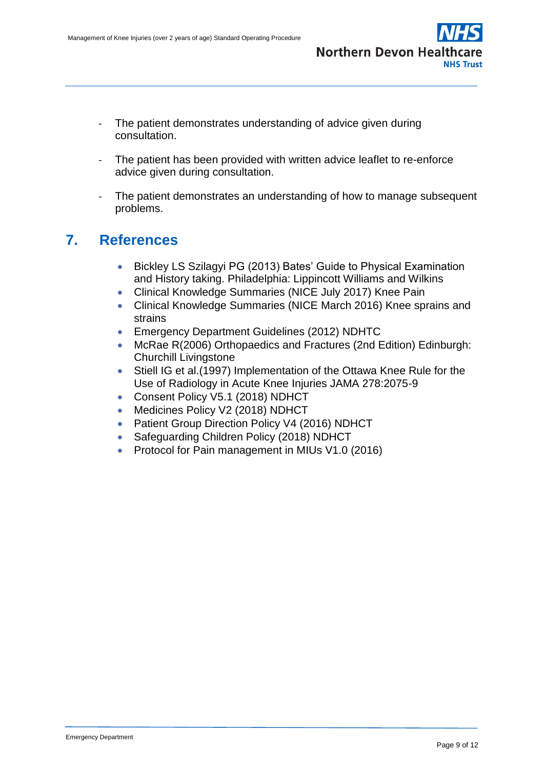- The patient demonstrates understanding of advice given during consultation.

- The patient has been provided with written advice leaflet to re-enforce advice given during consultation.

- The patient demonstrates an understanding of how to manage subsequent problems.

## 7. References

- Bickley LS Szilagyi PG (2013) Bates' Guide to Physical Examination and History taking. Philadelphia: Lippincott Williams and Wilkins
- Clinical Knowledge Summaries (NICE July 2017) Knee Pain
- Clinical Knowledge Summaries (NICE March 2016) Knee sprains and strains
- Emergency Department Guidelines (2012) NDHTC
- McRae R(2006) Orthopaedics and Fractures (2nd Edition) Edinburgh: Churchill Livingstone
- Stiell IG et al.(1997) Implementation of the Ottawa Knee Rule for the Use of Radiology in Acute Knee Injuries JAMA 278:2075-9
- Consent Policy V5.1 (2018) NDHCT
- Medicines Policy V2 (2018) NDHCT
- Patient Group Direction Policy V4 (2016) NDHCT
- Safeguarding Children Policy (2018) NDHCT
- Protocol for Pain management in MIUs V1.0 (2016)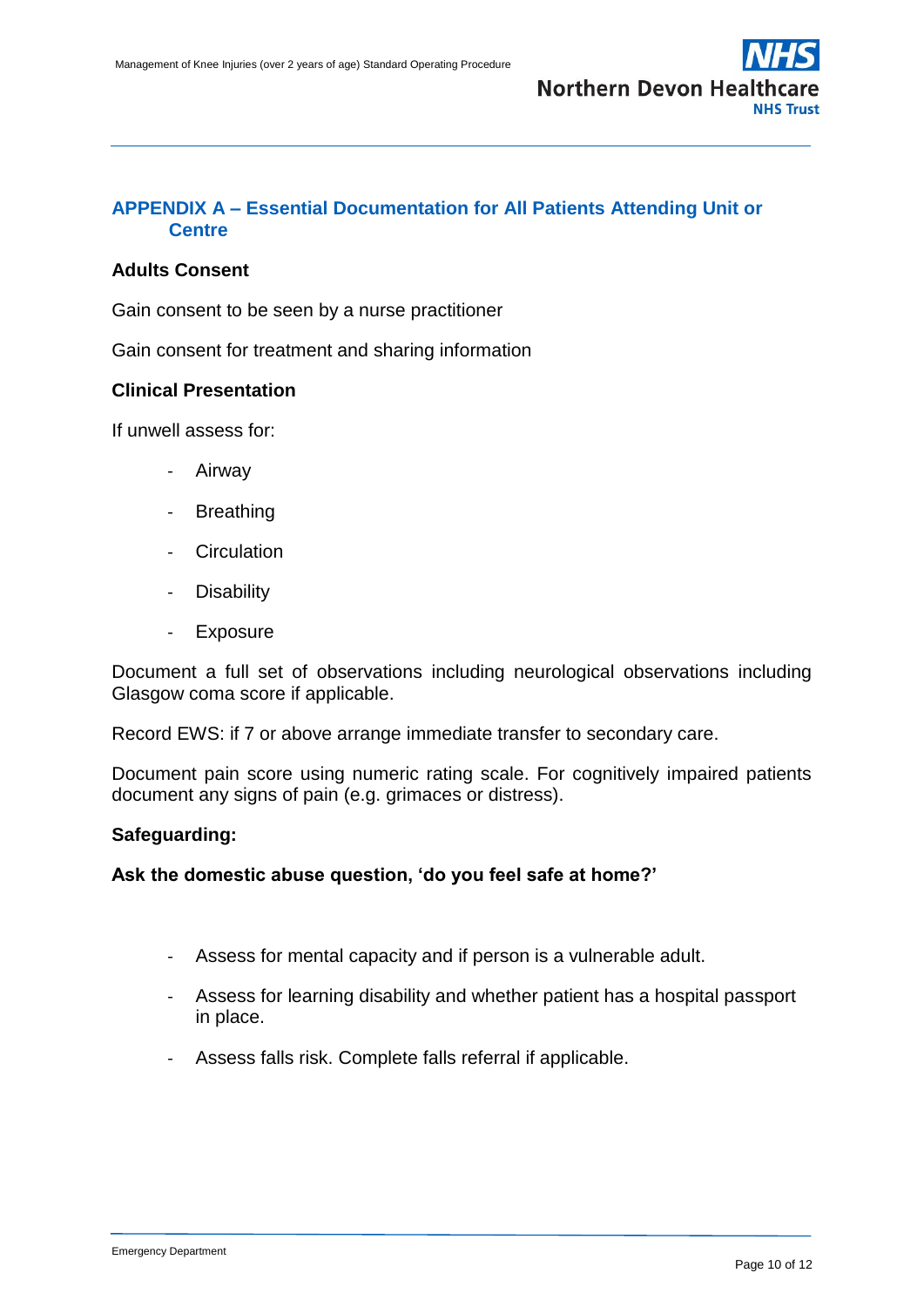## APPENDIX A – Essential Documentation for All Patients Attending Unit or Centre

**Adults Consent**

Gain consent to be seen by a nurse practitioner

Gain consent for treatment and sharing information

**Clinical Presentation**

If unwell assess for:

- Airway
- Breathing
- Circulation
- Disability
- Exposure

Document a full set of observations including neurological observations including Glasgow coma score if applicable.

Record EWS: if 7 or above arrange immediate transfer to secondary care.

Document pain score using numeric rating scale. For cognitively impaired patients document any signs of pain (e.g. grimaces or distress).

**Safeguarding:**

**Ask the domestic abuse question, 'do you feel safe at home?'**

- Assess for mental capacity and if person is a vulnerable adult.
- Assess for learning disability and whether patient has a hospital passport in place.
- Assess falls risk. Complete falls referral if applicable.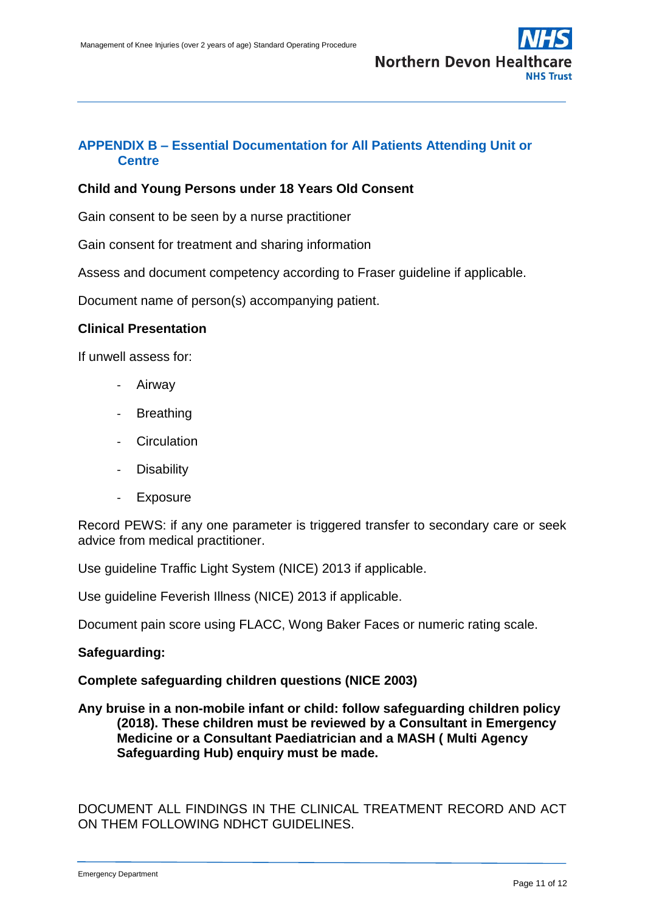## APPENDIX B – Essential Documentation for All Patients Attending Unit or Centre

**Child and Young Persons under 18 Years Old Consent**

Gain consent to be seen by a nurse practitioner

Gain consent for treatment and sharing information

Assess and document competency according to Fraser guideline if applicable.

Document name of person(s) accompanying patient.

**Clinical Presentation**

If unwell assess for:

- Airway
- Breathing
- Circulation
- Disability
- Exposure

Record PEWS: if any one parameter is triggered transfer to secondary care or seek advice from medical practitioner.

Use guideline Traffic Light System (NICE) 2013 if applicable.

Use guideline Feverish Illness (NICE) 2013 if applicable.

Document pain score using FLACC, Wong Baker Faces or numeric rating scale.

**Safeguarding:**

**Complete safeguarding children questions (NICE 2003)**

**Any bruise in a non-mobile infant or child: follow safeguarding children policy (2018). These children must be reviewed by a Consultant in Emergency Medicine or a Consultant Paediatrician and a MASH ( Multi Agency Safeguarding Hub) enquiry must be made.**

DOCUMENT ALL FINDINGS IN THE CLINICAL TREATMENT RECORD AND ACT ON THEM FOLLOWING NDHCT GUIDELINES.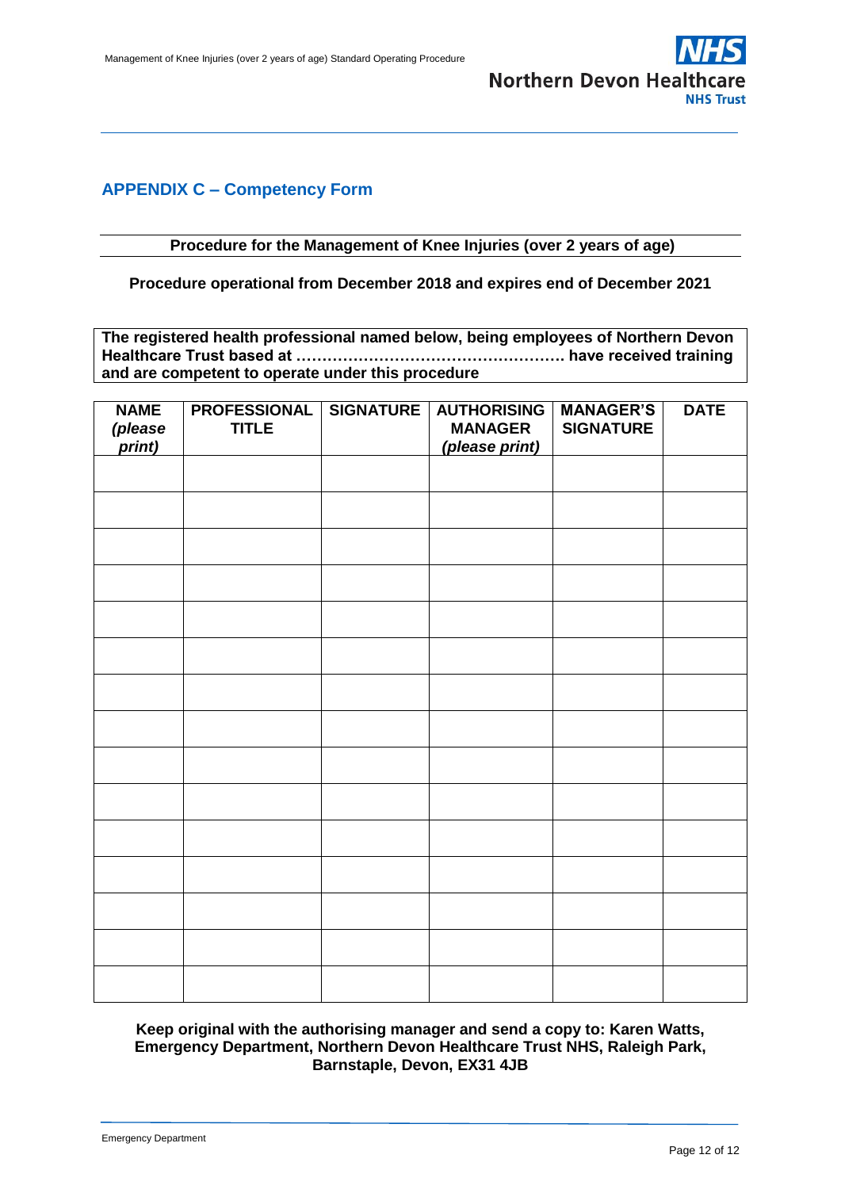## APPENDIX C – Competency Form

**Procedure for the Management of Knee Injuries (over 2 years of age)**

**Procedure operational from December 2018 and expires end of December 2021**

**The registered health professional named below, being employees of Northern Devon Healthcare Trust based at ……………………………………………. have received training and are competent to operate under this procedure**

| NAME *(please print)* | PROFESSIONAL TITLE | SIGNATURE | AUTHORISING MANAGER *(please print)* | MANAGER'S SIGNATURE | DATE |
|---|---|---|---|---|---|
| | | | | | |
| | | | | | |
| | | | | | |
| | | | | | |
| | | | | | |
| | | | | | |
| | | | | | |
| | | | | | |
| | | | | | |
| | | | | | |
| | | | | | |
| | | | | | |
| | | | | | |
| | | | | | |
| | | | | | |

**Keep original with the authorising manager and send a copy to: Karen Watts, Emergency Department, Northern Devon Healthcare Trust NHS, Raleigh Park, Barnstaple, Devon, EX31 4JB**